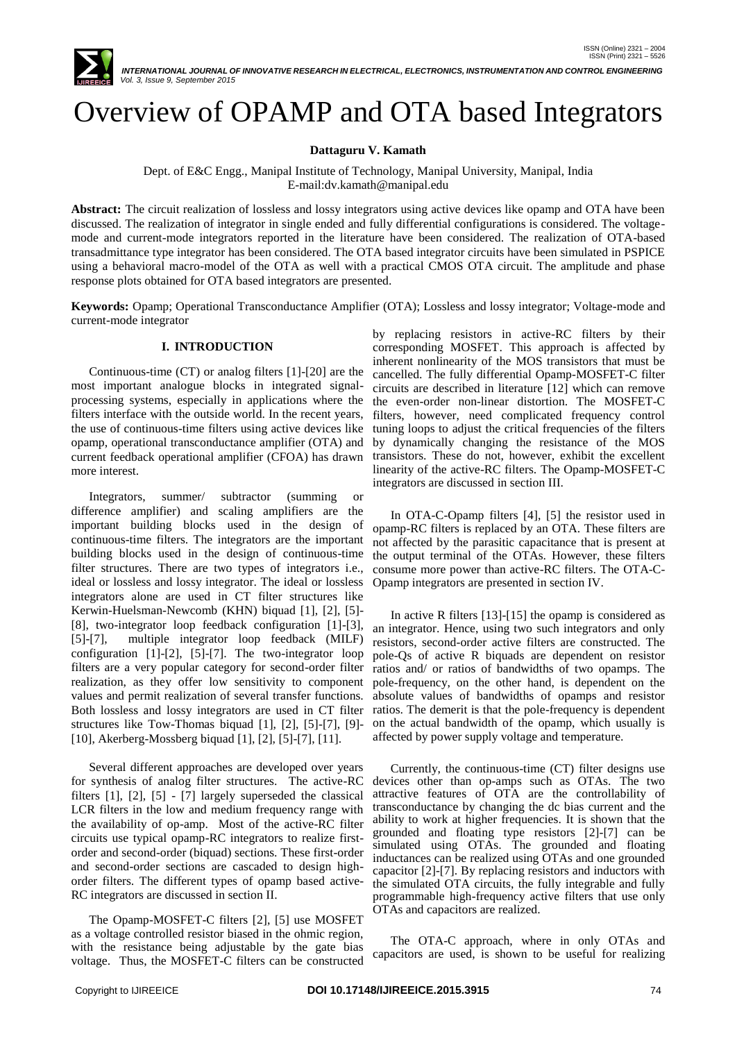# Overview of OPAMP and OTA based Integrators

**Dattaguru V. Kamath**

Dept. of E&C Engg., Manipal Institute of Technology, Manipal University, Manipal, India
E-mail:dv.kamath@manipal.edu

**Abstract:** The circuit realization of lossless and lossy integrators using active devices like opamp and OTA have been discussed. The realization of integrator in single ended and fully differential configurations is considered. The voltage-mode and current-mode integrators reported in the literature have been considered. The realization of OTA-based transadmittance type integrator has been considered. The OTA based integrator circuits have been simulated in PSPICE using a behavioral macro-model of the OTA as well with a practical CMOS OTA circuit. The amplitude and phase response plots obtained for OTA based integrators are presented.

**Keywords:** Opamp; Operational Transconductance Amplifier (OTA); Lossless and lossy integrator; Voltage-mode and current-mode integrator

## I. INTRODUCTION

Continuous-time (CT) or analog filters [1]-[20] are the most important analogue blocks in integrated signal-processing systems, especially in applications where the filters interface with the outside world. In the recent years, the use of continuous-time filters using active devices like opamp, operational transconductance amplifier (OTA) and current feedback operational amplifier (CFOA) has drawn more interest.

Integrators, summer/ subtractor (summing or difference amplifier) and scaling amplifiers are the important building blocks used in the design of continuous-time filters. The integrators are the important building blocks used in the design of continuous-time filter structures. There are two types of integrators i.e., ideal or lossless and lossy integrator. The ideal or lossless integrators alone are used in CT filter structures like Kerwin-Huelsman-Newcomb (KHN) biquad [1], [2], [5]-[8], two-integrator loop feedback configuration [1]-[3], [5]-[7], multiple integrator loop feedback (MILF) configuration [1]-[2], [5]-[7]. The two-integrator loop filters are a very popular category for second-order filter realization, as they offer low sensitivity to component values and permit realization of several transfer functions. Both lossless and lossy integrators are used in CT filter structures like Tow-Thomas biquad [1], [2], [5]-[7], [9]-[10], Akerberg-Mossberg biquad [1], [2], [5]-[7], [11].

Several different approaches are developed over years for synthesis of analog filter structures. The active-RC filters [1], [2], [5] - [7] largely superseded the classical LCR filters in the low and medium frequency range with the availability of op-amp. Most of the active-RC filter circuits use typical opamp-RC integrators to realize first-order and second-order (biquad) sections. These first-order and second-order sections are cascaded to design high-order filters. The different types of opamp based active-RC integrators are discussed in section II.

The Opamp-MOSFET-C filters [2], [5] use MOSFET as a voltage controlled resistor biased in the ohmic region, with the resistance being adjustable by the gate bias voltage. Thus, the MOSFET-C filters can be constructed by replacing resistors in active-RC filters by their corresponding MOSFET. This approach is affected by inherent nonlinearity of the MOS transistors that must be cancelled. The fully differential Opamp-MOSFET-C filter circuits are described in literature [12] which can remove the even-order non-linear distortion. The MOSFET-C filters, however, need complicated frequency control tuning loops to adjust the critical frequencies of the filters by dynamically changing the resistance of the MOS transistors. These do not, however, exhibit the excellent linearity of the active-RC filters. The Opamp-MOSFET-C integrators are discussed in section III.

In OTA-C-Opamp filters [4], [5] the resistor used in opamp-RC filters is replaced by an OTA. These filters are not affected by the parasitic capacitance that is present at the output terminal of the OTAs. However, these filters consume more power than active-RC filters. The OTA-C-Opamp integrators are presented in section IV.

In active R filters [13]-[15] the opamp is considered as an integrator. Hence, using two such integrators and only resistors, second-order active filters are constructed. The pole-Qs of active R biquads are dependent on resistor ratios and/ or ratios of bandwidths of two opamps. The pole-frequency, on the other hand, is dependent on the absolute values of bandwidths of opamps and resistor ratios. The demerit is that the pole-frequency is dependent on the actual bandwidth of the opamp, which usually is affected by power supply voltage and temperature.

Currently, the continuous-time (CT) filter designs use devices other than op-amps such as OTAs. The two attractive features of OTA are the controllability of transconductance by changing the dc bias current and the ability to work at higher frequencies. It is shown that the grounded and floating type resistors [2]-[7] can be simulated using OTAs. The grounded and floating inductances can be realized using OTAs and one grounded capacitor [2]-[7]. By replacing resistors and inductors with the simulated OTA circuits, the fully integrable and fully programmable high-frequency active filters that use only OTAs and capacitors are realized.

The OTA-C approach, where in only OTAs and capacitors are used, is shown to be useful for realizing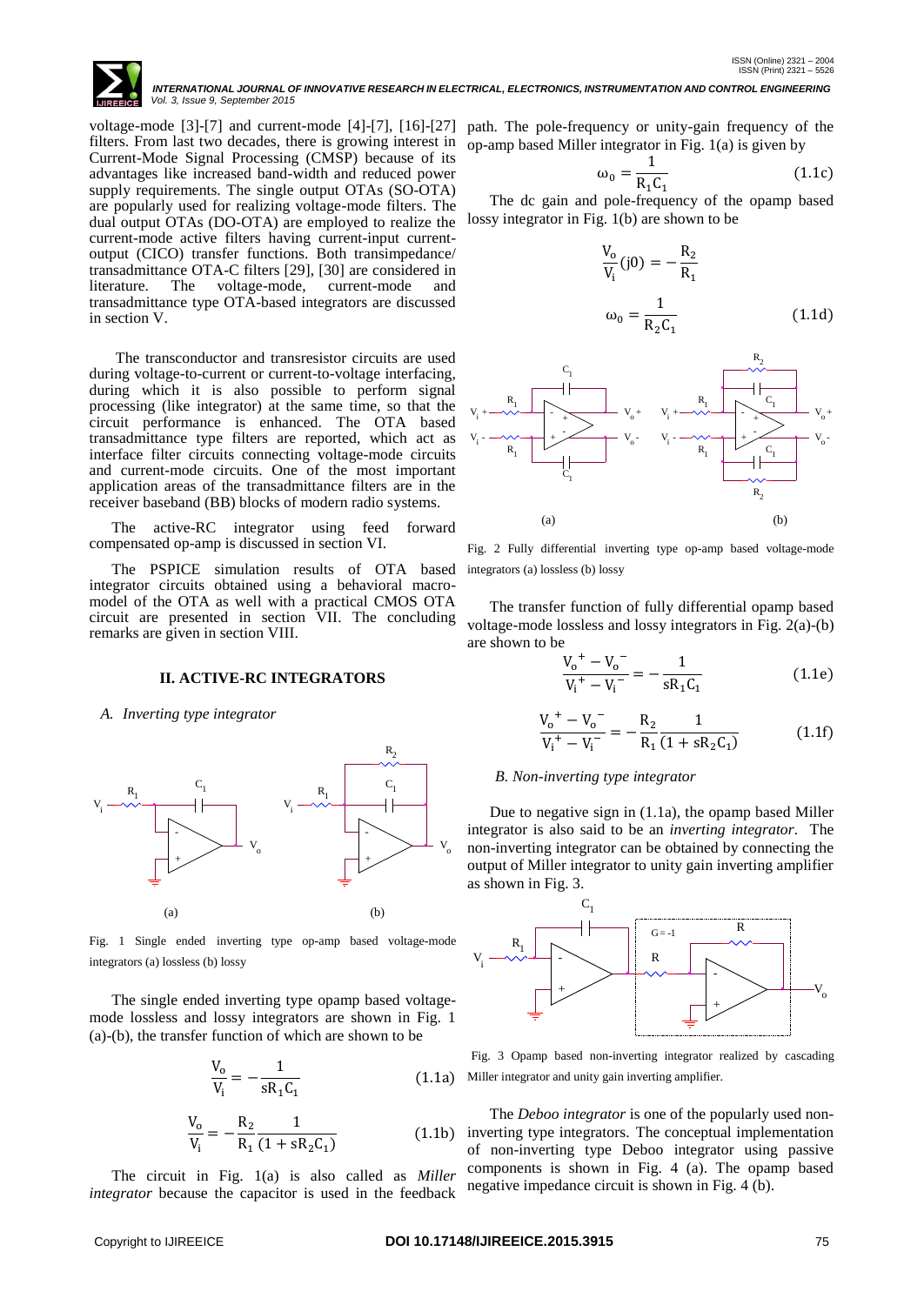voltage-mode [3]-[7] and current-mode [4]-[7], [16]-[27] filters. From last two decades, there is growing interest in Current-Mode Signal Processing (CMSP) because of its advantages like increased band-width and reduced power supply requirements. The single output OTAs (SO-OTA) are popularly used for realizing voltage-mode filters. The dual output OTAs (DO-OTA) are employed to realize the current-mode active filters having current-input current-output (CICO) transfer functions. Both transimpedance/ transadmittance OTA-C filters [29], [30] are considered in literature. The voltage-mode, current-mode and transadmittance type OTA-based integrators are discussed in section V.

The transconductor and transresistor circuits are used during voltage-to-current or current-to-voltage interfacing, during which it is also possible to perform signal processing (like integrator) at the same time, so that the circuit performance is enhanced. The OTA based transadmittance type filters are reported, which act as interface filter circuits connecting voltage-mode circuits and current-mode circuits. One of the most important application areas of the transadmittance filters are in the receiver baseband (BB) blocks of modern radio systems.

The active-RC integrator using feed forward compensated op-amp is discussed in section VI.

The PSPICE simulation results of OTA based integrator circuits obtained using a behavioral macro-model of the OTA as well with a practical CMOS OTA circuit are presented in section VII. The concluding remarks are given in section VIII.

## II. ACTIVE-RC INTEGRATORS

### A. *Inverting type integrator*

Fig. 1 Single ended inverting type op-amp based voltage-mode integrators (a) lossless (b) lossy

The single ended inverting type opamp based voltage-mode lossless and lossy integrators are shown in Fig. 1 (a)-(b), the transfer function of which are shown to be

$$\frac{V_o}{V_i} = -\frac{1}{sR_1C_1} \tag{1.1a}$$

$$\frac{V_o}{V_i} = -\frac{R_2}{R_1}\frac{1}{(1+sR_2C_1)} \tag{1.1b}$$

The circuit in Fig. 1(a) is also called as *Miller integrator* because the capacitor is used in the feedback path. The pole-frequency or unity-gain frequency of the op-amp based Miller integrator in Fig. 1(a) is given by

$$\omega_0 = \frac{1}{R_1C_1} \tag{1.1c}$$

The dc gain and pole-frequency of the opamp based lossy integrator in Fig. 1(b) are shown to be

$$\frac{V_o}{V_i}(j0) = -\frac{R_2}{R_1}$$

$$\omega_0 = \frac{1}{R_2C_1} \tag{1.1d}$$

Fig. 2 Fully differential inverting type op-amp based voltage-mode integrators (a) lossless (b) lossy

The transfer function of fully differential opamp based voltage-mode lossless and lossy integrators in Fig. 2(a)-(b) are shown to be

$$\frac{V_o^+ - V_o^-}{V_i^+ - V_i^-} = -\frac{1}{sR_1C_1} \tag{1.1e}$$

$$\frac{V_o^+ - V_o^-}{V_i^+ - V_i^-} = -\frac{R_2}{R_1}\frac{1}{(1+sR_2C_1)} \tag{1.1f}$$

### B. *Non-inverting type integrator*

Due to negative sign in (1.1a), the opamp based Miller integrator is also said to be an *inverting integrator*. The non-inverting integrator can be obtained by connecting the output of Miller integrator to unity gain inverting amplifier as shown in Fig. 3.

Fig. 3 Opamp based non-inverting integrator realized by cascading Miller integrator and unity gain inverting amplifier.

The *Deboo integrator* is one of the popularly used non-inverting type integrators. The conceptual implementation of non-inverting type Deboo integrator using passive components is shown in Fig. 4 (a). The opamp based negative impedance circuit is shown in Fig. 4 (b).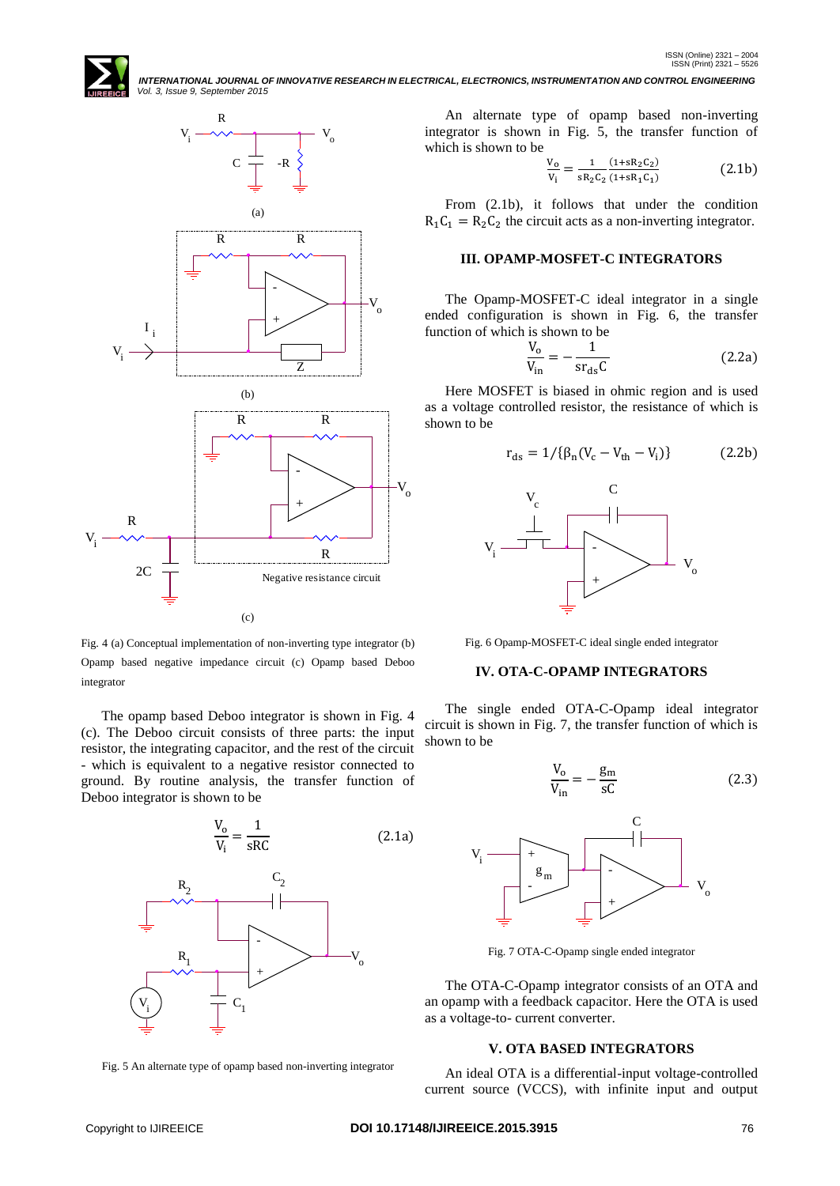Fig. 4 (a) Conceptual implementation of non-inverting type integrator (b) Opamp based negative impedance circuit (c) Opamp based Deboo integrator

The opamp based Deboo integrator is shown in Fig. 4 (c). The Deboo circuit consists of three parts: the input resistor, the integrating capacitor, and the rest of the circuit - which is equivalent to a negative resistor connected to ground. By routine analysis, the transfer function of Deboo integrator is shown to be

$$\frac{V_o}{V_i} = \frac{1}{sRC} \qquad (2.1a)$$

Fig. 5 An alternate type of opamp based non-inverting integrator

An alternate type of opamp based non-inverting integrator is shown in Fig. 5, the transfer function of which is shown to be

$$\frac{V_o}{V_i} = \frac{1}{sR_2C_2}\frac{(1+sR_2C_2)}{(1+sR_1C_1)} \qquad (2.1b)$$

From (2.1b), it follows that under the condition $R_1C_1 = R_2C_2$ the circuit acts as a non-inverting integrator.

## III. OPAMP-MOSFET-C INTEGRATORS

The Opamp-MOSFET-C ideal integrator in a single ended configuration is shown in Fig. 6, the transfer function of which is shown to be

$$\frac{V_o}{V_{in}} = -\frac{1}{sr_{ds}C} \qquad (2.2a)$$

Here MOSFET is biased in ohmic region and is used as a voltage controlled resistor, the resistance of which is shown to be

$$r_{ds} = 1/\{\beta_n(V_c - V_{th} - V_i)\} \qquad (2.2b)$$

Fig. 6 Opamp-MOSFET-C ideal single ended integrator

## IV. OTA-C-OPAMP INTEGRATORS

The single ended OTA-C-Opamp ideal integrator circuit is shown in Fig. 7, the transfer function of which is shown to be

$$\frac{V_o}{V_{in}} = -\frac{g_m}{sC} \qquad (2.3)$$

Fig. 7 OTA-C-Opamp single ended integrator

The OTA-C-Opamp integrator consists of an OTA and an opamp with a feedback capacitor. Here the OTA is used as a voltage-to- current converter.

## V. OTA BASED INTEGRATORS

An ideal OTA is a differential-input voltage-controlled current source (VCCS), with infinite input and output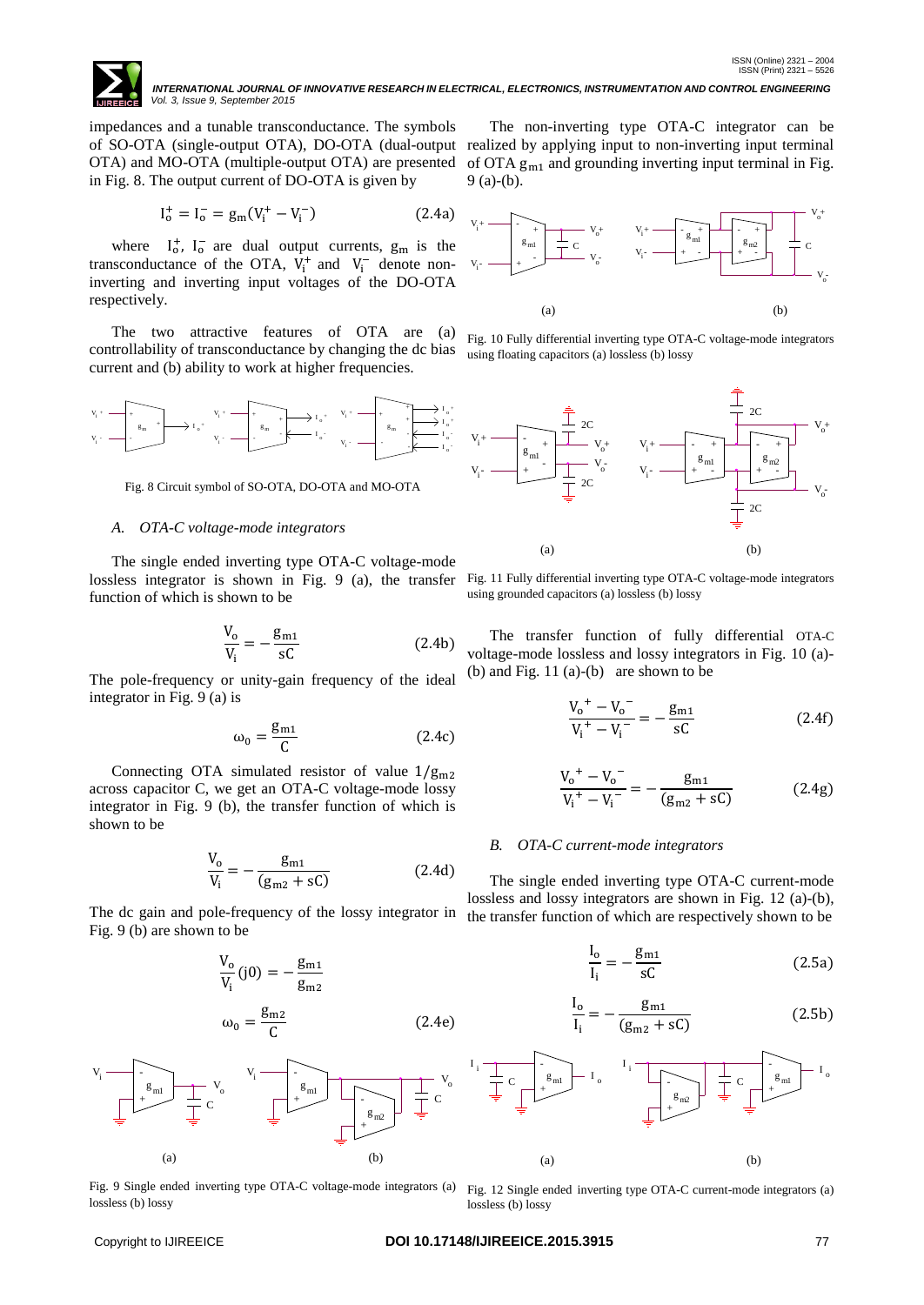impedances and a tunable transconductance. The symbols of SO-OTA (single-output OTA), DO-OTA (dual-output OTA) and MO-OTA (multiple-output OTA) are presented in Fig. 8. The output current of DO-OTA is given by

$$I_o^+ = I_o^- = g_m(V_i^+ - V_i^-) \qquad (2.4a)$$

where $I_o^+$, $I_o^-$ are dual output currents, $g_m$ is the transconductance of the OTA, $V_i^+$ and $V_i^-$ denote non-inverting and inverting input voltages of the DO-OTA respectively.

The two attractive features of OTA are (a) controllability of transconductance by changing the dc bias current and (b) ability to work at higher frequencies.

Fig. 8 Circuit symbol of SO-OTA, DO-OTA and MO-OTA

### A. *OTA-C voltage-mode integrators*

The single ended inverting type OTA-C voltage-mode lossless integrator is shown in Fig. 9 (a), the transfer function of which is shown to be

$$\frac{V_o}{V_i} = -\frac{g_{m1}}{sC} \qquad (2.4b)$$

The pole-frequency or unity-gain frequency of the ideal integrator in Fig. 9 (a) is

$$\omega_0 = \frac{g_{m1}}{C} \qquad (2.4c)$$

Connecting OTA simulated resistor of value $1/g_{m2}$ across capacitor C, we get an OTA-C voltage-mode lossy integrator in Fig. 9 (b), the transfer function of which is shown to be

$$\frac{V_o}{V_i} = -\frac{g_{m1}}{(g_{m2} + sC)} \qquad (2.4d)$$

The dc gain and pole-frequency of the lossy integrator in Fig. 9 (b) are shown to be

$$\frac{V_o}{V_i}(j0) = -\frac{g_{m1}}{g_{m2}}$$

$$\omega_0 = \frac{g_{m2}}{C} \qquad (2.4e)$$

Fig. 9 Single ended inverting type OTA-C voltage-mode integrators (a) lossless (b) lossy

The non-inverting type OTA-C integrator can be realized by applying input to non-inverting input terminal of OTA $g_{m1}$ and grounding inverting input terminal in Fig. 9 (a)-(b).

Fig. 10 Fully differential inverting type OTA-C voltage-mode integrators using floating capacitors (a) lossless (b) lossy

Fig. 11 Fully differential inverting type OTA-C voltage-mode integrators using grounded capacitors (a) lossless (b) lossy

The transfer function of fully differential OTA-C voltage-mode lossless and lossy integrators in Fig. 10 (a)-(b) and Fig. 11 (a)-(b) are shown to be

$$\frac{V_o^+ - V_o^-}{V_i^+ - V_i^-} = -\frac{g_{m1}}{sC} \qquad (2.4f)$$

$$\frac{V_o^+ - V_o^-}{V_i^+ - V_i^-} = -\frac{g_{m1}}{(g_{m2} + sC)} \qquad (2.4g)$$

### B. *OTA-C current-mode integrators*

The single ended inverting type OTA-C current-mode lossless and lossy integrators are shown in Fig. 12 (a)-(b), the transfer function of which are respectively shown to be

$$\frac{I_o}{I_i} = -\frac{g_{m1}}{sC} \qquad (2.5a)$$

$$\frac{I_o}{I_i} = -\frac{g_{m1}}{(g_{m2} + sC)} \qquad (2.5b)$$

Fig. 12 Single ended inverting type OTA-C current-mode integrators (a) lossless (b) lossy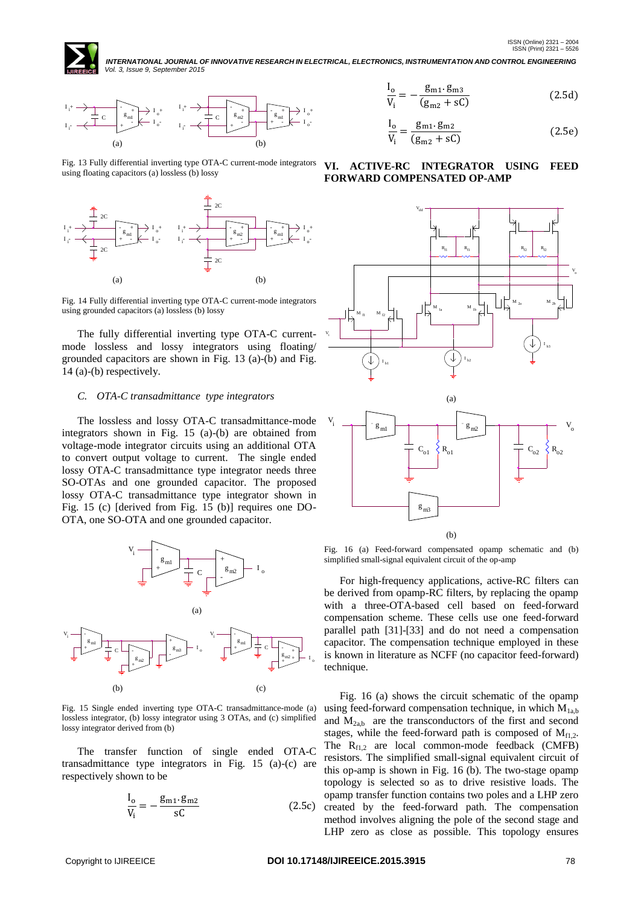Fig. 13 Fully differential inverting type OTA-C current-mode integrators using floating capacitors (a) lossless (b) lossy

Fig. 14 Fully differential inverting type OTA-C current-mode integrators using grounded capacitors (a) lossless (b) lossy

The fully differential inverting type OTA-C current-mode lossless and lossy integrators using floating/ grounded capacitors are shown in Fig. 13 (a)-(b) and Fig. 14 (a)-(b) respectively.

### *C. OTA-C transadmittance type integrators*

The lossless and lossy OTA-C transadmittance-mode integrators shown in Fig. 15 (a)-(b) are obtained from voltage-mode integrator circuits using an additional OTA to convert output voltage to current. The single ended lossy OTA-C transadmittance type integrator needs three SO-OTAs and one grounded capacitor. The proposed lossy OTA-C transadmittance type integrator shown in Fig. 15 (c) [derived from Fig. 15 (b)] requires one DO-OTA, one SO-OTA and one grounded capacitor.

Fig. 15 Single ended inverting type OTA-C transadmittance-mode (a) lossless integrator, (b) lossy integrator using 3 OTAs, and (c) simplified lossy integrator derived from (b)

The transfer function of single ended OTA-C transadmittance type integrators in Fig. 15 (a)-(c) are respectively shown to be

$$\frac{I_o}{V_i} = -\frac{g_{m1} \cdot g_{m2}}{sC} \tag{2.5c}$$

$$\frac{I_o}{V_i} = -\frac{g_{m1} \cdot g_{m3}}{(g_{m2} + sC)} \tag{2.5d}$$

$$\frac{I_o}{V_i} = \frac{g_{m1} \cdot g_{m2}}{(g_{m2} + sC)} \tag{2.5e}$$

## VI. ACTIVE-RC INTEGRATOR USING FEED FORWARD COMPENSATED OP-AMP

Fig. 16 (a) Feed-forward compensated opamp schematic and (b) simplified small-signal equivalent circuit of the op-amp

For high-frequency applications, active-RC filters can be derived from opamp-RC filters, by replacing the opamp with a three-OTA-based cell based on feed-forward compensation scheme. These cells use one feed-forward parallel path [31]-[33] and do not need a compensation capacitor. The compensation technique employed in these is known in literature as NCFF (no capacitor feed-forward) technique.

Fig. 16 (a) shows the circuit schematic of the opamp using feed-forward compensation technique, in which $M_{1a,b}$ and $M_{2a,b}$ are the transconductors of the first and second stages, while the feed-forward path is composed of $M_{f1,2}$. The $R_{f1,2}$ are local common-mode feedback (CMFB) resistors. The simplified small-signal equivalent circuit of this op-amp is shown in Fig. 16 (b). The two-stage opamp topology is selected so as to drive resistive loads. The opamp transfer function contains two poles and a LHP zero created by the feed-forward path. The compensation method involves aligning the pole of the second stage and LHP zero as close as possible. This topology ensures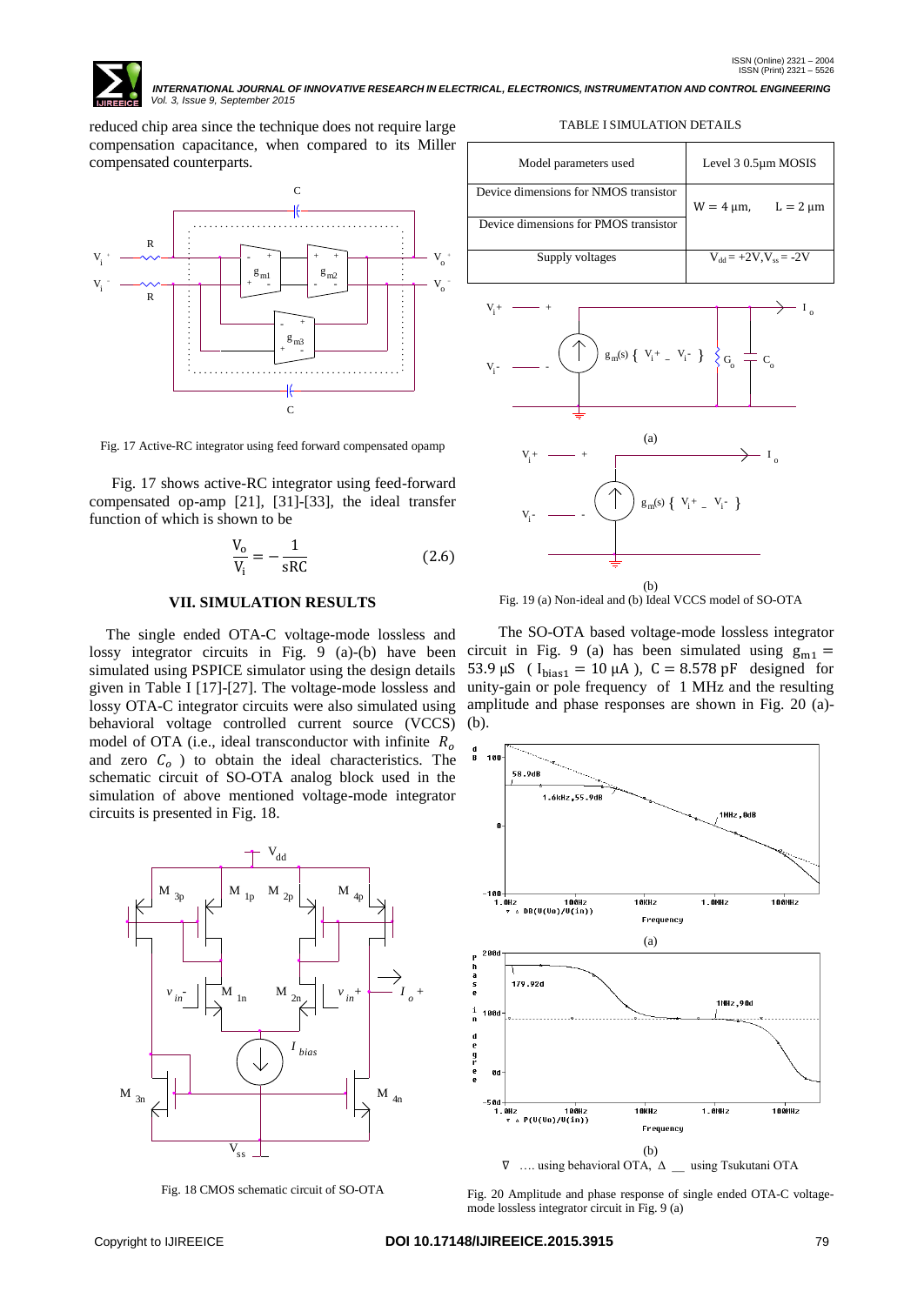reduced chip area since the technique does not require large compensation capacitance, when compared to its Miller compensated counterparts.

Fig. 17 Active-RC integrator using feed forward compensated opamp

Fig. 17 shows active-RC integrator using feed-forward compensated op-amp [21], [31]-[33], the ideal transfer function of which is shown to be

$$\frac{V_o}{V_i} = -\frac{1}{sRC} \qquad (2.6)$$

## VII. SIMULATION RESULTS

The single ended OTA-C voltage-mode lossless and lossy integrator circuits in Fig. 9 (a)-(b) have been simulated using PSPICE simulator using the design details given in Table I [17]-[27]. The voltage-mode lossless and lossy OTA-C integrator circuits were also simulated using behavioral voltage controlled current source (VCCS) model of OTA (i.e., ideal transconductor with infinite $R_o$ and zero $C_o$ ) to obtain the ideal characteristics. The schematic circuit of SO-OTA analog block used in the simulation of above mentioned voltage-mode integrator circuits is presented in Fig. 18.

Fig. 18 CMOS schematic circuit of SO-OTA

TABLE I SIMULATION DETAILS

| Model parameters used | Level 3 0.5µm MOSIS |
| --- | --- |
| Device dimensions for NMOS transistor | W = 4 µm, L = 2 µm |
| Device dimensions for PMOS transistor | |
| Supply voltages | $V_{dd} = +2V, V_{ss} = -2V$ |

Fig. 19 (a) Non-ideal and (b) Ideal VCCS model of SO-OTA

The SO-OTA based voltage-mode lossless integrator circuit in Fig. 9 (a) has been simulated using $g_{m1} = 53.9\ \mu S$ ( $I_{bias1} = 10\ \mu A$ ), $C = 8.578$ pF designed for unity-gain or pole frequency of 1 MHz and the resulting amplitude and phase responses are shown in Fig. 20 (a)-(b).

∇ …. using behavioral OTA, Δ __ using Tsukutani OTA

Fig. 20 Amplitude and phase response of single ended OTA-C voltage-mode lossless integrator circuit in Fig. 9 (a)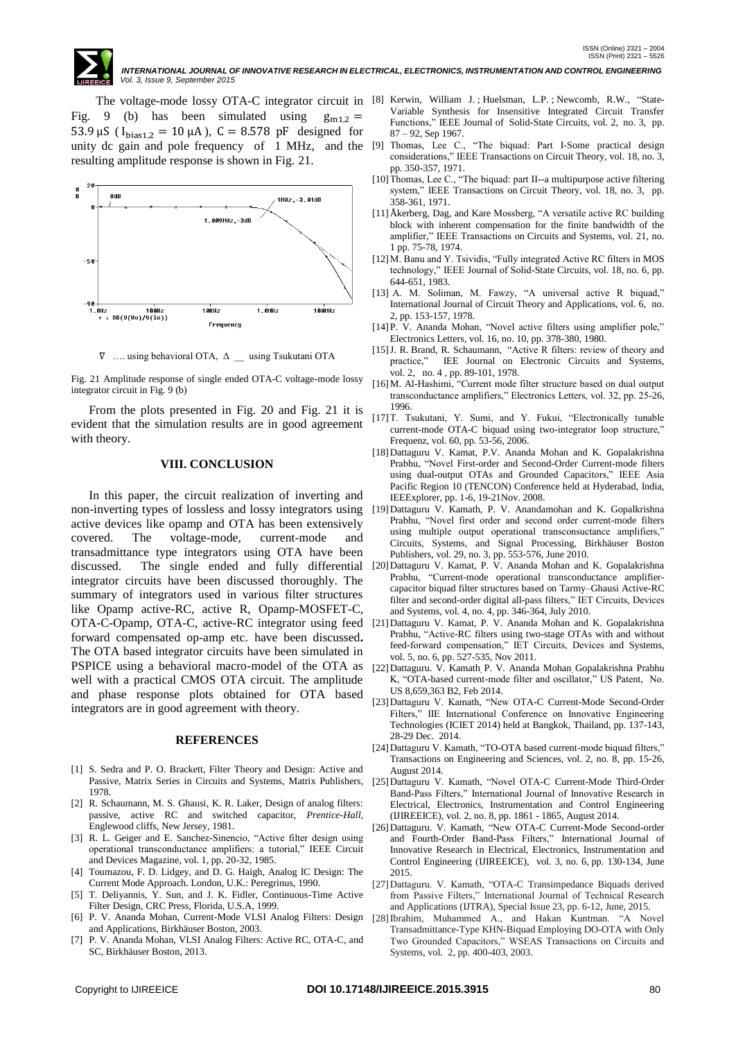The voltage-mode lossy OTA-C integrator circuit in Fig. 9 (b) has been simulated using $g_{m1,2} = 53.9\ \mu S$ ($I_{bias1,2} = 10\ \mu A$), $C = 8.578$ pF designed for unity dc gain and pole frequency of 1 MHz, and the resulting amplitude response is shown in Fig. 21.

∇ …. using behavioral OTA, Δ __ using Tsukutani OTA

Fig. 21 Amplitude response of single ended OTA-C voltage-mode lossy integrator circuit in Fig. 9 (b)

From the plots presented in Fig. 20 and Fig. 21 it is evident that the simulation results are in good agreement with theory.

## VIII. CONCLUSION

In this paper, the circuit realization of inverting and non-inverting types of lossless and lossy integrators using active devices like opamp and OTA has been extensively covered. The voltage-mode, current-mode and transadmittance type integrators using OTA have been discussed. The single ended and fully differential integrator circuits have been discussed thoroughly. The summary of integrators used in various filter structures like Opamp active-RC, active R, Opamp-MOSFET-C, OTA-C-Opamp, OTA-C, active-RC integrator using feed forward compensated op-amp etc. have been discussed**.** The OTA based integrator circuits have been simulated in PSPICE using a behavioral macro-model of the OTA as well with a practical CMOS OTA circuit. The amplitude and phase response plots obtained for OTA based integrators are in good agreement with theory.

## REFERENCES

[1] S. Sedra and P. O. Brackett, Filter Theory and Design: Active and Passive, Matrix Series in Circuits and Systems, Matrix Publishers, 1978.

[2] R. Schaumann, M. S. Ghausi, K. R. Laker, Design of analog filters: passive, active RC and switched capacitor, *Prentice-Hall*, Englewood cliffs, New Jersey, 1981.

[3] R. L. Geiger and E. Sanchez-Sinencio, "Active filter design using operational transconductance amplifiers: a tutorial," IEEE Circuit and Devices Magazine, vol. 1, pp. 20-32, 1985.

[4] Toumazou, F. D. Lidgey, and D. G. Haigh, Analog IC Design: The Current Mode Approach. London, U.K.: Peregrinus, 1990.

[5] T. Deliyannis, Y. Sun, and J. K. Fidler, Continuous-Time Active Filter Design, CRC Press, Florida, U.S.A, 1999.

[6] P. V. Ananda Mohan, Current-Mode VLSI Analog Filters: Design and Applications, Birkhäuser Boston, 2003.

[7] P. V. Ananda Mohan, VLSI Analog Filters: Active RC, OTA-C, and SC, Birkhäuser Boston, 2013.

[8] Kerwin, William J. ; Huelsman, L.P. ; Newcomb, R.W., "State-Variable Synthesis for Insensitive Integrated Circuit Transfer Functions," IEEE Journal of Solid-State Circuits, vol. 2, no. 3, pp. 87 – 92, Sep 1967.

[9] Thomas, Lee C., "The biquad: Part I-Some practical design considerations," IEEE Transactions on Circuit Theory, vol. 18, no. 3, pp. 350-357, 1971.

[10] Thomas, Lee C., "The biquad: part II--a multipurpose active filtering system," IEEE Transactions on Circuit Theory, vol. 18, no. 3, pp. 358-361, 1971.

[11] Åkerberg, Dag, and Kare Mossberg, "A versatile active RC building block with inherent compensation for the finite bandwidth of the amplifier," IEEE Transactions on Circuits and Systems, vol. 21, no. 1 pp. 75-78, 1974.

[12] M. Banu and Y. Tsividis, "Fully integrated Active RC filters in MOS technology," IEEE Journal of Solid-State Circuits, vol. 18, no. 6, pp. 644-651, 1983.

[13] A. M. Soliman, M. Fawzy, "A universal active R biquad," International Journal of Circuit Theory and Applications, vol. 6, no. 2, pp. 153-157, 1978.

[14] P. V. Ananda Mohan, "Novel active filters using amplifier pole," Electronics Letters, vol. 16, no. 10, pp. 378-380, 1980.

[15] J. R. Brand, R. Schaumann, "Active R filters: review of theory and practice," IEE Journal on Electronic Circuits and Systems, vol. 2, no. 4 , pp. 89-101, 1978.

[16] M. Al-Hashimi, "Current mode filter structure based on dual output transconductance amplifiers," Electronics Letters, vol. 32, pp. 25-26, 1996.

[17] T. Tsukutani, Y. Sumi, and Y. Fukui, "Electronically tunable current-mode OTA-C biquad using two-integrator loop structure," Frequenz, vol. 60, pp. 53-56, 2006.

[18] Dattaguru V. Kamat, P.V. Ananda Mohan and K. Gopalakrishna Prabhu, "Novel First-order and Second-Order Current-mode filters using dual-output OTAs and Grounded Capacitors," IEEE Asia Pacific Region 10 (TENCON) Conference held at Hyderabad, India, IEEExplorer, pp. 1-6, 19-21Nov. 2008.

[19] Dattaguru V. Kamath, P. V. Anandamohan and K. Gopalkrishna Prabhu, "Novel first order and second order current-mode filters using multiple output operational transconsuctance amplifiers," Circuits, Systems, and Signal Processing, Birkhäuser Boston Publishers, vol. 29, no. 3, pp. 553-576, June 2010.

[20] Dattaguru V. Kamat, P. V. Ananda Mohan and K. Gopalakrishna Prabhu, "Current-mode operational transconductance amplifier-capacitor biquad filter structures based on Tarmy–Ghausi Active-RC filter and second-order digital all-pass filters," IET Circuits, Devices and Systems, vol. 4, no. 4, pp. 346-364, July 2010.

[21] Dattaguru V. Kamat, P. V. Ananda Mohan and K. Gopalakrishna Prabhu, "Active-RC filters using two-stage OTAs with and without feed-forward compensation," IET Circuits, Devices and Systems, vol. 5, no. 6, pp. 527-535, Nov 2011.

[22] Dattaguru. V. Kamath, P. V. Ananda Mohan, Gopalakrishna Prabhu K, "OTA-based current-mode filter and oscillator," US Patent, No. US 8,659,363 B2, Feb 2014.

[23] Dattaguru V. Kamath, "New OTA-C Current-Mode Second-Order Filters," IIE International Conference on Innovative Engineering Technologies (ICIET 2014) held at Bangkok, Thailand, pp. 137-143, 28-29 Dec. 2014.

[24] Dattaguru V. Kamath, "TO-OTA based current-mode biquad filters," Transactions on Engineering and Sciences, vol. 2, no. 8, pp. 15-26, August 2014.

[25] Dattaguru V. Kamath, "Novel OTA-C Current-Mode Third-Order Band-Pass Filters," International Journal of Innovative Research in Electrical, Electronics, Instrumentation and Control Engineering (IJIREEICE), vol. 2, no. 8, pp. 1861 - 1865, August 2014.

[26] Dattaguru. V. Kamath, "New OTA-C Current-Mode Second-order and Fourth-Order Band-Pass Filters," International Journal of Innovative Research in Electrical, Electronics, Instrumentation and Control Engineering (IJIREEICE), vol. 3, no. 6, pp. 130-134, June 2015.

[27] Dattaguru. V. Kamath, "OTA-C Transimpedance Biquads derived from Passive Filters," International Journal of Technical Research and Applications (IJTRA), Special Issue 23, pp. 6-12, June, 2015.

[28] Ibrahim, Muhammed A., and Hakan Kuntman. "A Novel Transadmittance-Type KHN-Biquad Employing DO-OTA with Only Two Grounded Capacitors," WSEAS Transactions on Circuits and Systems, vol. 2, pp. 400-403, 2003.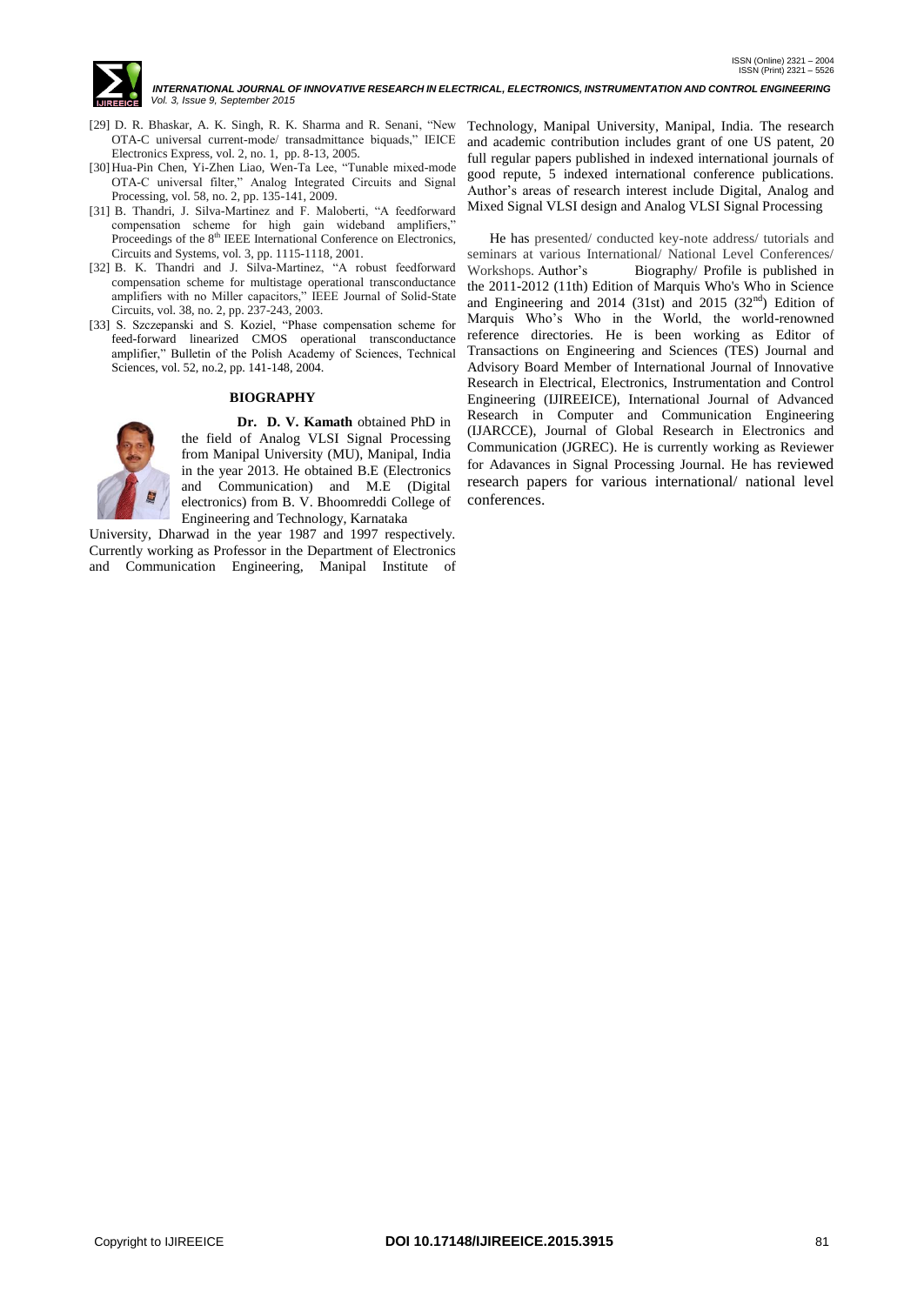[29] D. R. Bhaskar, A. K. Singh, R. K. Sharma and R. Senani, "New OTA-C universal current-mode/ transadmittance biquads," IEICE Electronics Express, vol. 2, no. 1, pp. 8-13, 2005.

[30] Hua-Pin Chen, Yi-Zhen Liao, Wen-Ta Lee, "Tunable mixed-mode OTA-C universal filter," Analog Integrated Circuits and Signal Processing, vol. 58, no. 2, pp. 135-141, 2009.

[31] B. Thandri, J. Silva-Martinez and F. Maloberti, "A feedforward compensation scheme for high gain wideband amplifiers," Proceedings of the 8th IEEE International Conference on Electronics, Circuits and Systems, vol. 3, pp. 1115-1118, 2001.

[32] B. K. Thandri and J. Silva-Martinez, "A robust feedforward compensation scheme for multistage operational transconductance amplifiers with no Miller capacitors," IEEE Journal of Solid-State Circuits, vol. 38, no. 2, pp. 237-243, 2003.

[33] S. Szczepanski and S. Koziel, "Phase compensation scheme for feed-forward linearized CMOS operational transconductance amplifier," Bulletin of the Polish Academy of Sciences, Technical Sciences, vol. 52, no.2, pp. 141-148, 2004.

## BIOGRAPHY

**Dr. D. V. Kamath** obtained PhD in the field of Analog VLSI Signal Processing from Manipal University (MU), Manipal, India in the year 2013. He obtained B.E (Electronics and Communication) and M.E (Digital electronics) from B. V. Bhoomreddi College of Engineering and Technology, Karnataka University, Dharwad in the year 1987 and 1997 respectively. Currently working as Professor in the Department of Electronics and Communication Engineering, Manipal Institute of Technology, Manipal University, Manipal, India. The research and academic contribution includes grant of one US patent, 20 full regular papers published in indexed international journals of good repute, 5 indexed international conference publications. Author's areas of research interest include Digital, Analog and Mixed Signal VLSI design and Analog VLSI Signal Processing

He has presented/ conducted key-note address/ tutorials and seminars at various International/ National Level Conferences/ Workshops. Author's Biography/ Profile is published in the 2011-2012 (11th) Edition of Marquis Who's Who in Science and Engineering and 2014 (31st) and 2015 (32nd) Edition of Marquis Who's Who in the World, the world-renowned reference directories. He is been working as Editor of Transactions on Engineering and Sciences (TES) Journal and Advisory Board Member of International Journal of Innovative Research in Electrical, Electronics, Instrumentation and Control Engineering (IJIREEICE), International Journal of Advanced Research in Computer and Communication Engineering (IJARCCE), Journal of Global Research in Electronics and Communication (JGREC). He is currently working as Reviewer for Adavances in Signal Processing Journal. He has reviewed research papers for various international/ national level conferences.